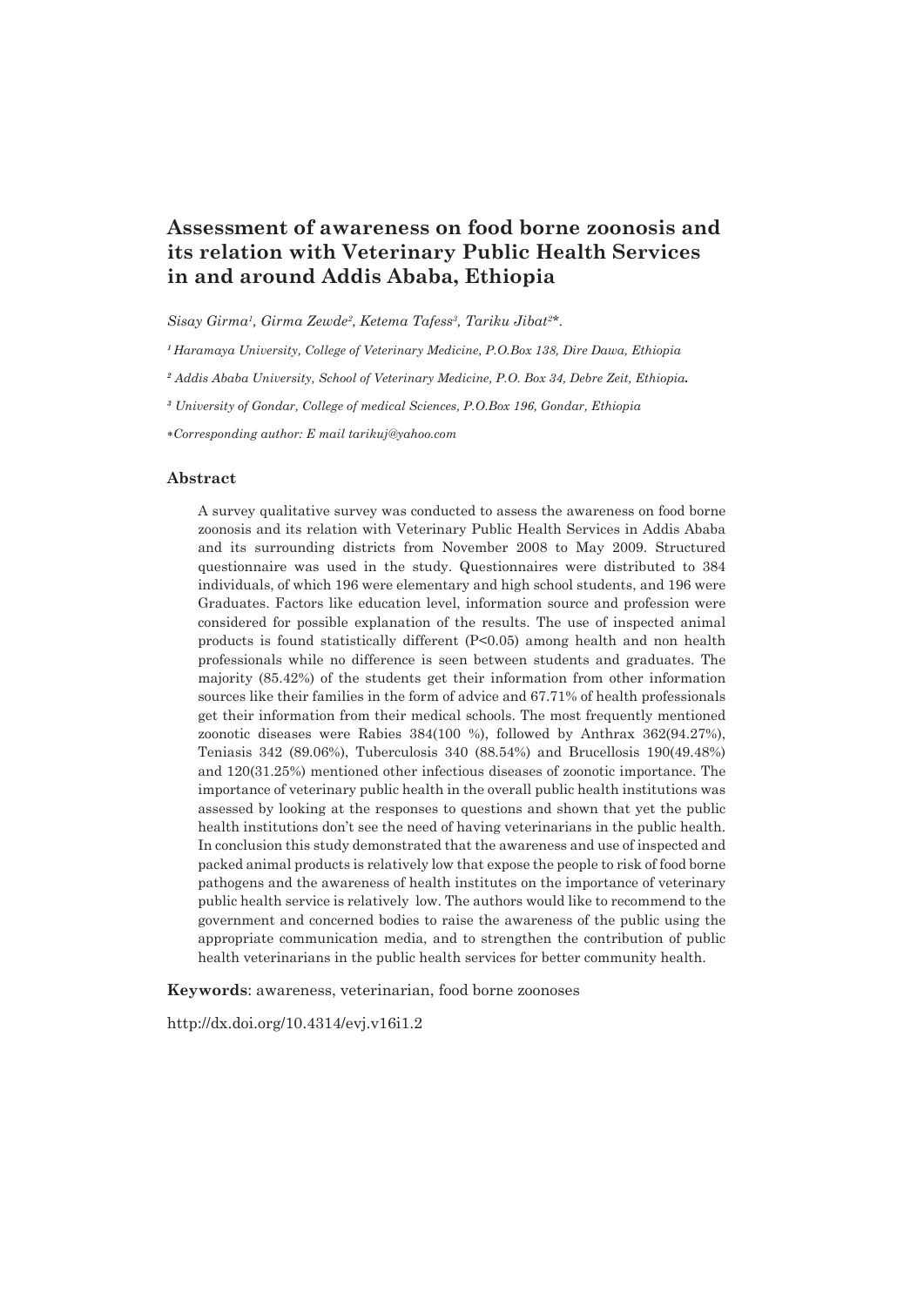# Assessment of awareness on food borne zoonosis and its relation with Veterinary Public Health Services in and around Addis Ababa, Ethiopia

*Sisay Girma[1], Girma Zewde[2], Ketema Tafess[3], Tariku Jibat[2]\*.*

*[1] Haramaya University, College of Veterinary Medicine, P.O.Box 138, Dire Dawa, Ethiopia*

*[2] Addis Ababa University, School of Veterinary Medicine, P.O. Box 34, Debre Zeit, Ethiopia.*

*[3] University of Gondar, College of medical Sciences, P.O.Box 196, Gondar, Ethiopia*

*\*Corresponding author: E mail tarikuj@yahoo.com*

## Abstract

A survey qualitative survey was conducted to assess the awareness on food borne zoonosis and its relation with Veterinary Public Health Services in Addis Ababa and its surrounding districts from November 2008 to May 2009. Structured questionnaire was used in the study. Questionnaires were distributed to 384 individuals, of which 196 were elementary and high school students, and 196 were Graduates. Factors like education level, information source and profession were considered for possible explanation of the results. The use of inspected animal products is found statistically different ($P<0.05$) among health and non health professionals while no difference is seen between students and graduates. The majority (85.42%) of the students get their information from other information sources like their families in the form of advice and 67.71% of health professionals get their information from their medical schools. The most frequently mentioned zoonotic diseases were Rabies 384(100 %), followed by Anthrax 362(94.27%), Teniasis 342 (89.06%), Tuberculosis 340 (88.54%) and Brucellosis 190(49.48%) and 120(31.25%) mentioned other infectious diseases of zoonotic importance. The importance of veterinary public health in the overall public health institutions was assessed by looking at the responses to questions and shown that yet the public health institutions don't see the need of having veterinarians in the public health. In conclusion this study demonstrated that the awareness and use of inspected and packed animal products is relatively low that expose the people to risk of food borne pathogens and the awareness of health institutes on the importance of veterinary public health service is relatively low. The authors would like to recommend to the government and concerned bodies to raise the awareness of the public using the appropriate communication media, and to strengthen the contribution of public health veterinarians in the public health services for better community health.

**Keywords**: awareness, veterinarian, food borne zoonoses

http://dx.doi.org/10.4314/evj.v16i1.2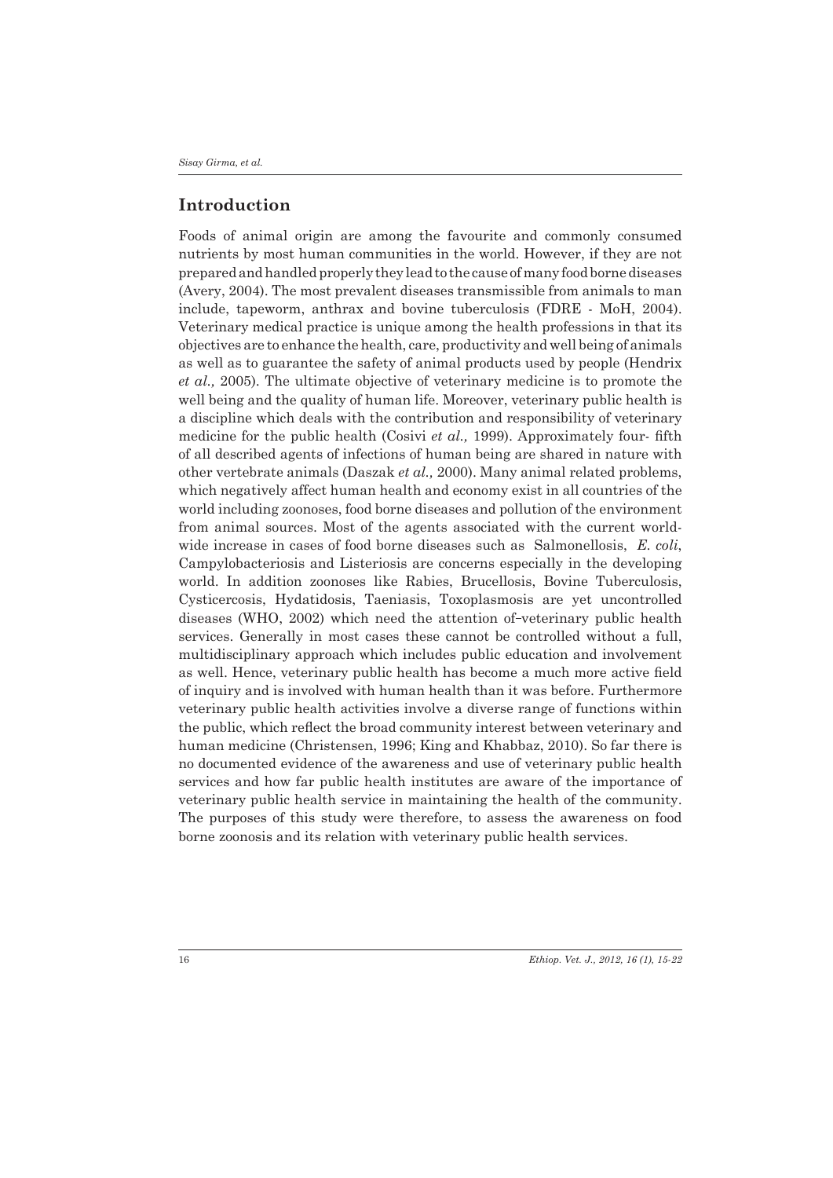## Introduction

Foods of animal origin are among the favourite and commonly consumed nutrients by most human communities in the world. However, if they are not prepared and handled properly they lead to the cause of many food borne diseases (Avery, 2004). The most prevalent diseases transmissible from animals to man include, tapeworm, anthrax and bovine tuberculosis (FDRE - MoH, 2004). Veterinary medical practice is unique among the health professions in that its objectives are to enhance the health, care, productivity and well being of animals as well as to guarantee the safety of animal products used by people (Hendrix *et al.,* 2005). The ultimate objective of veterinary medicine is to promote the well being and the quality of human life. Moreover, veterinary public health is a discipline which deals with the contribution and responsibility of veterinary medicine for the public health (Cosivi *et al.,* 1999). Approximately four- fifth of all described agents of infections of human being are shared in nature with other vertebrate animals (Daszak *et al.,* 2000). Many animal related problems, which negatively affect human health and economy exist in all countries of the world including zoonoses, food borne diseases and pollution of the environment from animal sources. Most of the agents associated with the current world-wide increase in cases of food borne diseases such as Salmonellosis, *E. coli*, Campylobacteriosis and Listeriosis are concerns especially in the developing world. In addition zoonoses like Rabies, Brucellosis, Bovine Tuberculosis, Cysticercosis, Hydatidosis, Taeniasis, Toxoplasmosis are yet uncontrolled diseases (WHO, 2002) which need the attention of–veterinary public health services. Generally in most cases these cannot be controlled without a full, multidisciplinary approach which includes public education and involvement as well. Hence, veterinary public health has become a much more active field of inquiry and is involved with human health than it was before. Furthermore veterinary public health activities involve a diverse range of functions within the public, which reflect the broad community interest between veterinary and human medicine (Christensen, 1996; King and Khabbaz, 2010). So far there is no documented evidence of the awareness and use of veterinary public health services and how far public health institutes are aware of the importance of veterinary public health service in maintaining the health of the community. The purposes of this study were therefore, to assess the awareness on food borne zoonosis and its relation with veterinary public health services.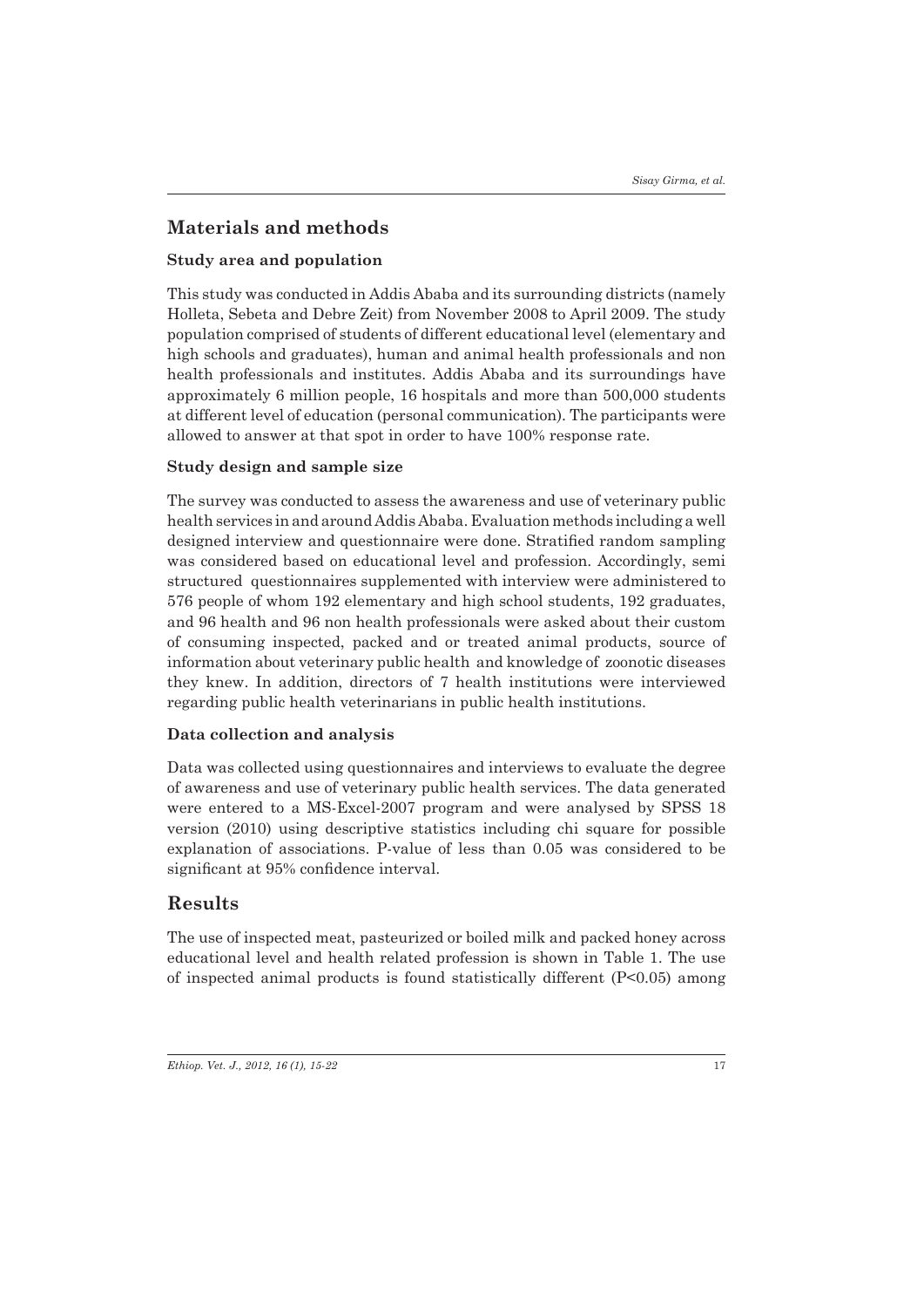## Materials and methods

### Study area and population

This study was conducted in Addis Ababa and its surrounding districts (namely Holleta, Sebeta and Debre Zeit) from November 2008 to April 2009. The study population comprised of students of different educational level (elementary and high schools and graduates), human and animal health professionals and non health professionals and institutes. Addis Ababa and its surroundings have approximately 6 million people, 16 hospitals and more than 500,000 students at different level of education (personal communication). The participants were allowed to answer at that spot in order to have 100% response rate.

### Study design and sample size

The survey was conducted to assess the awareness and use of veterinary public health services in and around Addis Ababa. Evaluation methods including a well designed interview and questionnaire were done. Stratified random sampling was considered based on educational level and profession. Accordingly, semi structured questionnaires supplemented with interview were administered to 576 people of whom 192 elementary and high school students, 192 graduates, and 96 health and 96 non health professionals were asked about their custom of consuming inspected, packed and or treated animal products, source of information about veterinary public health and knowledge of zoonotic diseases they knew. In addition, directors of 7 health institutions were interviewed regarding public health veterinarians in public health institutions.

### Data collection and analysis

Data was collected using questionnaires and interviews to evaluate the degree of awareness and use of veterinary public health services. The data generated were entered to a MS-Excel-2007 program and were analysed by SPSS 18 version (2010) using descriptive statistics including chi square for possible explanation of associations. P-value of less than 0.05 was considered to be significant at 95% confidence interval.

## Results

The use of inspected meat, pasteurized or boiled milk and packed honey across educational level and health related profession is shown in Table 1. The use of inspected animal products is found statistically different ($P<0.05$) among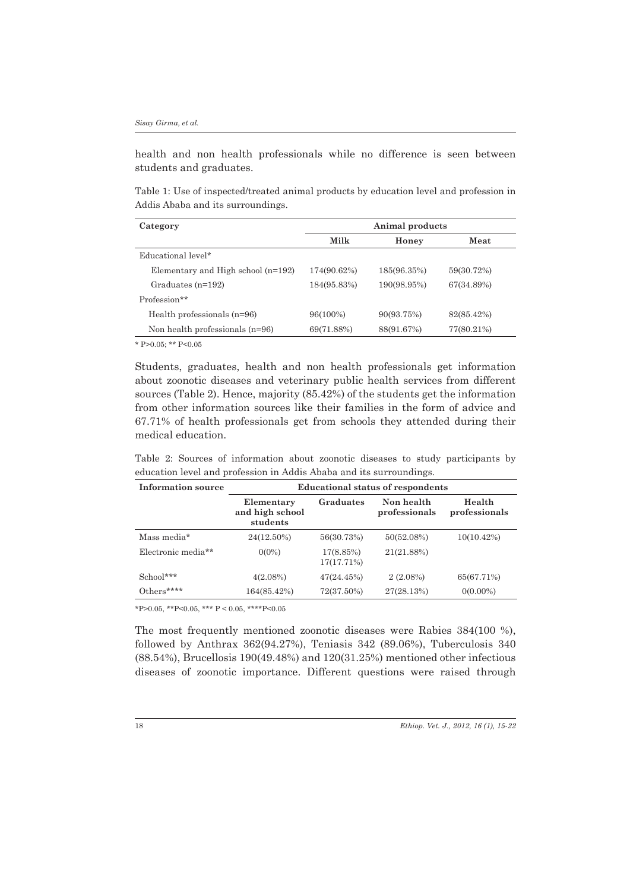health and non health professionals while no difference is seen between students and graduates.

Table 1: Use of inspected/treated animal products by education level and profession in Addis Ababa and its surroundings.

| Category | Animal products | | |
|---|---|---|---|
| | **Milk** | **Honey** | **Meat** |
| Educational level* | | | |
| Elementary and High school (n=192) | 174(90.62%) | 185(96.35%) | 59(30.72%) |
| Graduates (n=192) | 184(95.83%) | 190(98.95%) | 67(34.89%) |
| Profession** | | | |
| Health professionals (n=96) | 96(100%) | 90(93.75%) | 82(85.42%) |
| Non health professionals (n=96) | 69(71.88%) | 88(91.67%) | 77(80.21%) |

* P>0.05; ** P<0.05

Students, graduates, health and non health professionals get information about zoonotic diseases and veterinary public health services from different sources (Table 2). Hence, majority (85.42%) of the students get the information from other information sources like their families in the form of advice and 67.71% of health professionals get from schools they attended during their medical education.

Table 2: Sources of information about zoonotic diseases to study participants by education level and profession in Addis Ababa and its surroundings.

| Information source | Educational status of respondents | | | |
|---|---|---|---|---|
| | **Elementary and high school students** | **Graduates** | **Non health professionals** | **Health professionals** |
| Mass media* | 24(12.50%) | 56(30.73%) | 50(52.08%) | 10(10.42%) |
| Electronic media** | 0(0%) | 17(8.85%) 17(17.71%) | 21(21.88%) | |
| School*** | 4(2.08%) | 47(24.45%) | 2 (2.08%) | 65(67.71%) |
| Others**** | 164(85.42%) | 72(37.50%) | 27(28.13%) | 0(0.00%) |

*P>0.05, **P<0.05, *** P < 0.05, ****P<0.05

The most frequently mentioned zoonotic diseases were Rabies 384(100 %), followed by Anthrax 362(94.27%), Teniasis 342 (89.06%), Tuberculosis 340 (88.54%), Brucellosis 190(49.48%) and 120(31.25%) mentioned other infectious diseases of zoonotic importance. Different questions were raised through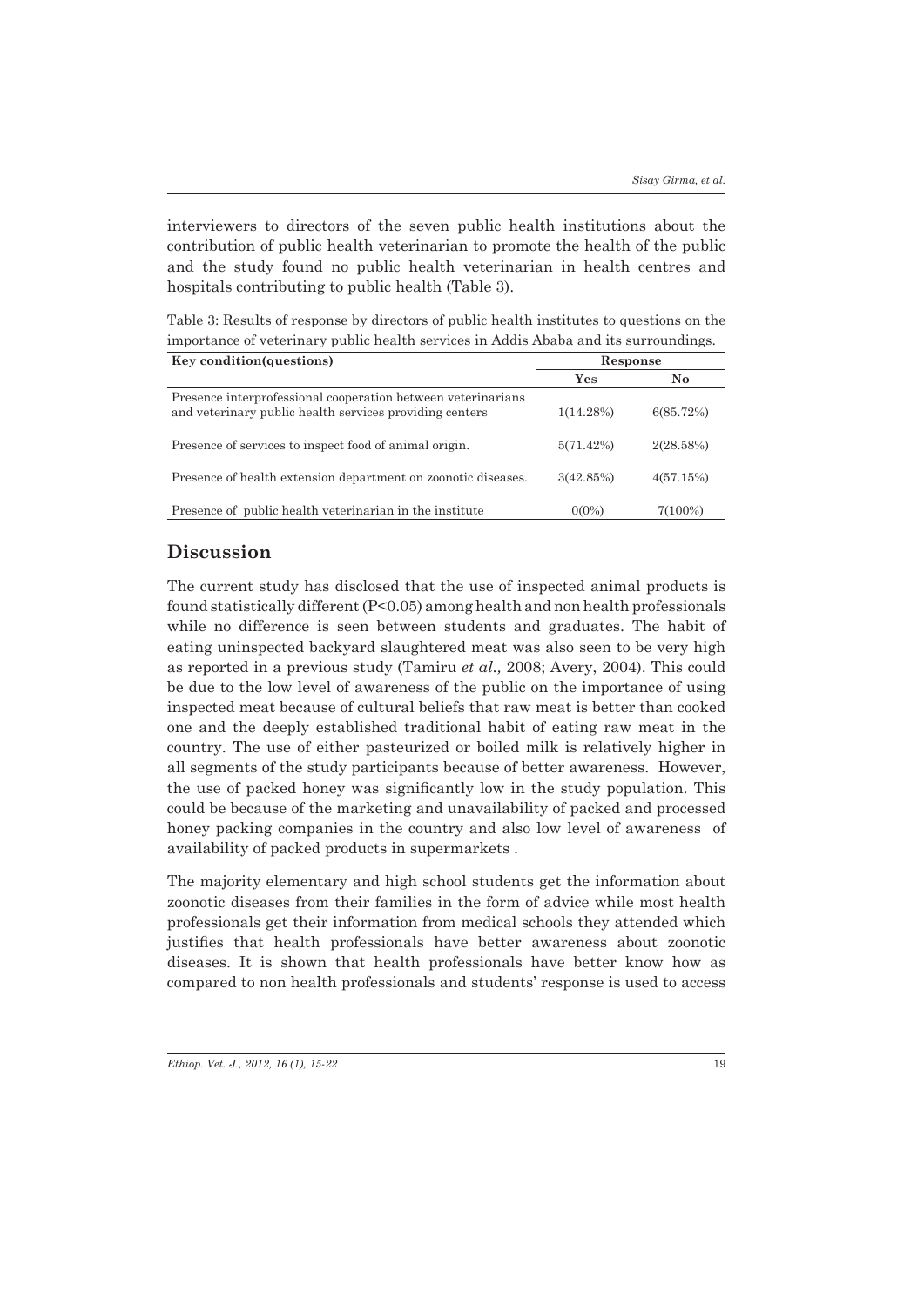interviewers to directors of the seven public health institutions about the contribution of public health veterinarian to promote the health of the public and the study found no public health veterinarian in health centres and hospitals contributing to public health (Table 3).

Table 3: Results of response by directors of public health institutes to questions on the importance of veterinary public health services in Addis Ababa and its surroundings.

| Key condition(questions) | Response | |
|---|---|---|
| | Yes | No |
| Presence interprofessional cooperation between veterinarians and veterinary public health services providing centers | 1(14.28%) | 6(85.72%) |
| Presence of services to inspect food of animal origin. | 5(71.42%) | 2(28.58%) |
| Presence of health extension department on zoonotic diseases. | 3(42.85%) | 4(57.15%) |
| Presence of public health veterinarian in the institute | 0(0%) | 7(100%) |

## Discussion

The current study has disclosed that the use of inspected animal products is found statistically different ($P<0.05$) among health and non health professionals while no difference is seen between students and graduates. The habit of eating uninspected backyard slaughtered meat was also seen to be very high as reported in a previous study (Tamiru *et al.,* 2008; Avery, 2004). This could be due to the low level of awareness of the public on the importance of using inspected meat because of cultural beliefs that raw meat is better than cooked one and the deeply established traditional habit of eating raw meat in the country. The use of either pasteurized or boiled milk is relatively higher in all segments of the study participants because of better awareness. However, the use of packed honey was significantly low in the study population. This could be because of the marketing and unavailability of packed and processed honey packing companies in the country and also low level of awareness of availability of packed products in supermarkets .

The majority elementary and high school students get the information about zoonotic diseases from their families in the form of advice while most health professionals get their information from medical schools they attended which justifies that health professionals have better awareness about zoonotic diseases. It is shown that health professionals have better know how as compared to non health professionals and students' response is used to access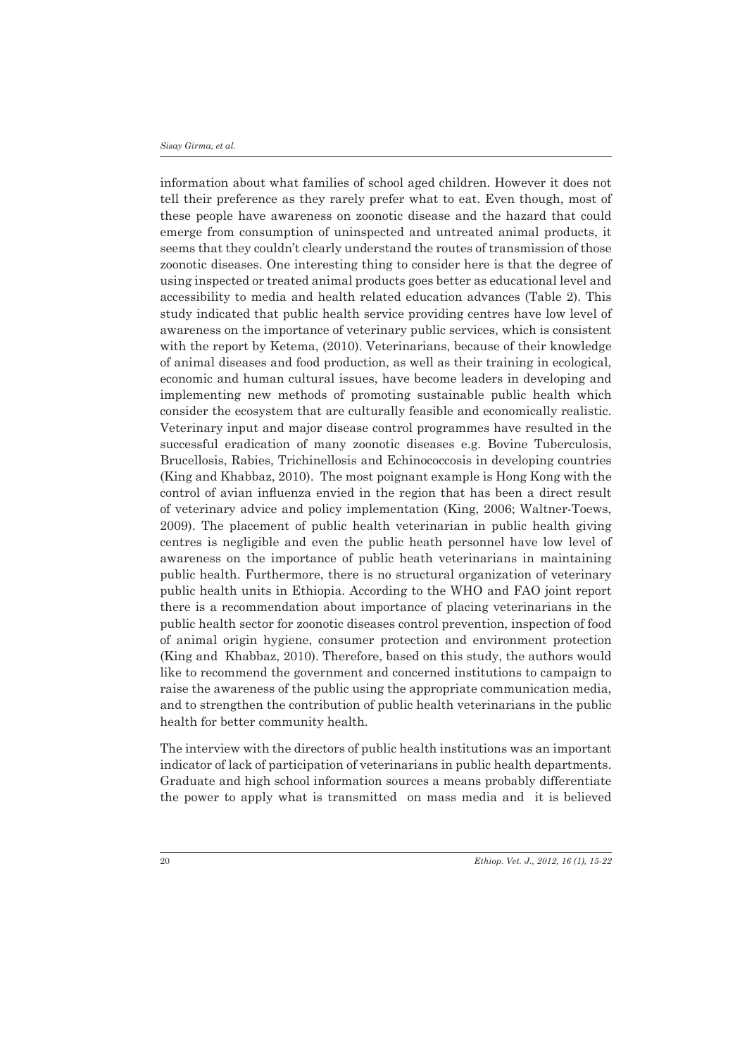information about what families of school aged children. However it does not tell their preference as they rarely prefer what to eat. Even though, most of these people have awareness on zoonotic disease and the hazard that could emerge from consumption of uninspected and untreated animal products, it seems that they couldn't clearly understand the routes of transmission of those zoonotic diseases. One interesting thing to consider here is that the degree of using inspected or treated animal products goes better as educational level and accessibility to media and health related education advances (Table 2). This study indicated that public health service providing centres have low level of awareness on the importance of veterinary public services, which is consistent with the report by Ketema, (2010). Veterinarians, because of their knowledge of animal diseases and food production, as well as their training in ecological, economic and human cultural issues, have become leaders in developing and implementing new methods of promoting sustainable public health which consider the ecosystem that are culturally feasible and economically realistic. Veterinary input and major disease control programmes have resulted in the successful eradication of many zoonotic diseases e.g. Bovine Tuberculosis, Brucellosis, Rabies, Trichinellosis and Echinococcosis in developing countries (King and Khabbaz, 2010). The most poignant example is Hong Kong with the control of avian influenza envied in the region that has been a direct result of veterinary advice and policy implementation (King, 2006; Waltner-Toews, 2009). The placement of public health veterinarian in public health giving centres is negligible and even the public heath personnel have low level of awareness on the importance of public heath veterinarians in maintaining public health. Furthermore, there is no structural organization of veterinary public health units in Ethiopia. According to the WHO and FAO joint report there is a recommendation about importance of placing veterinarians in the public health sector for zoonotic diseases control prevention, inspection of food of animal origin hygiene, consumer protection and environment protection (King and Khabbaz, 2010). Therefore, based on this study, the authors would like to recommend the government and concerned institutions to campaign to raise the awareness of the public using the appropriate communication media, and to strengthen the contribution of public health veterinarians in the public health for better community health.

The interview with the directors of public health institutions was an important indicator of lack of participation of veterinarians in public health departments. Graduate and high school information sources a means probably differentiate the power to apply what is transmitted on mass media and it is believed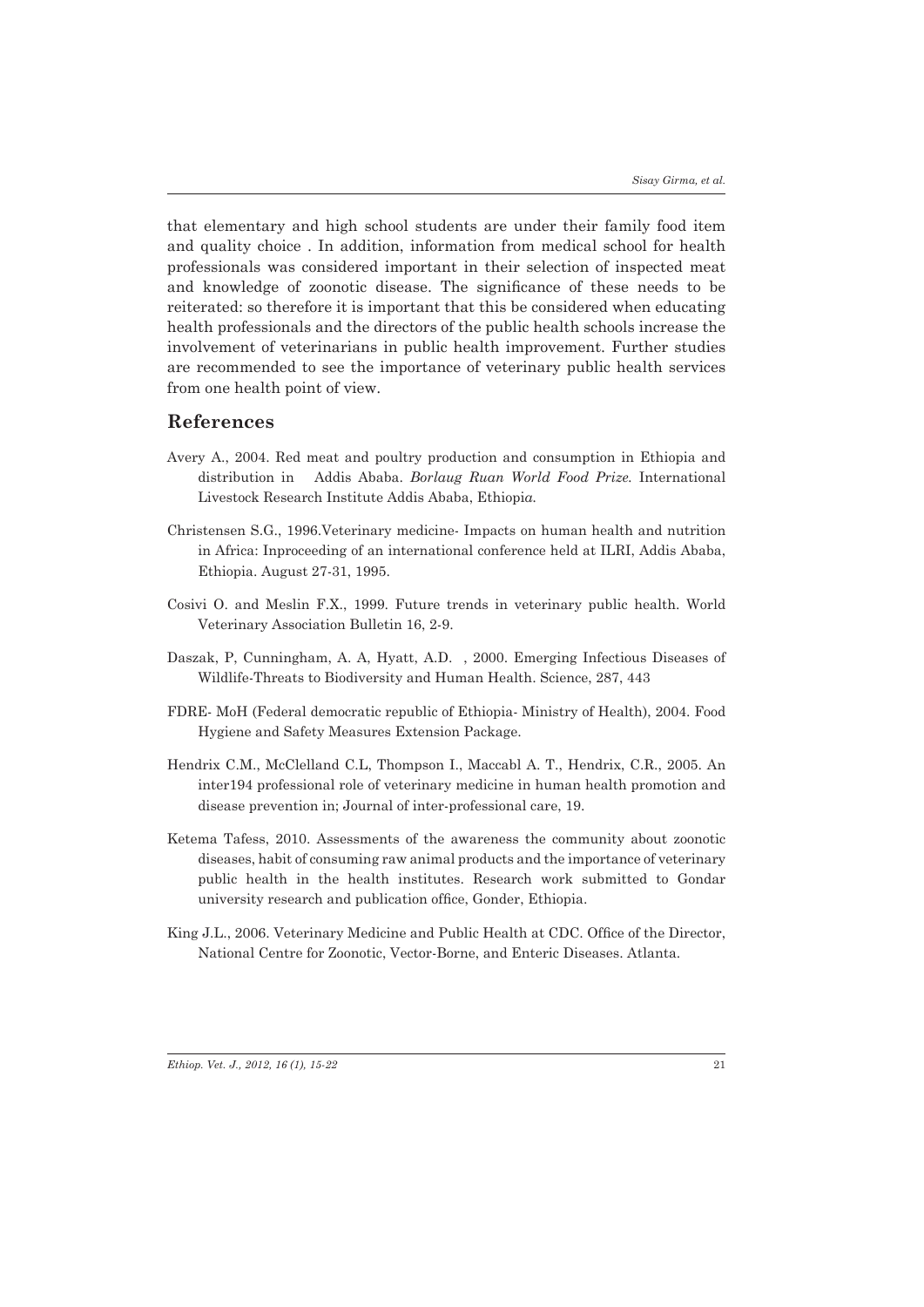that elementary and high school students are under their family food item and quality choice . In addition, information from medical school for health professionals was considered important in their selection of inspected meat and knowledge of zoonotic disease. The significance of these needs to be reiterated: so therefore it is important that this be considered when educating health professionals and the directors of the public health schools increase the involvement of veterinarians in public health improvement. Further studies are recommended to see the importance of veterinary public health services from one health point of view.

## References

Avery A., 2004. Red meat and poultry production and consumption in Ethiopia and distribution in Addis Ababa. *Borlaug Ruan World Food Prize.* International Livestock Research Institute Addis Ababa, Ethiopia.

Christensen S.G., 1996.Veterinary medicine- Impacts on human health and nutrition in Africa: Inproceeding of an international conference held at ILRI, Addis Ababa, Ethiopia. August 27-31, 1995.

Cosivi O. and Meslin F.X., 1999. Future trends in veterinary public health. World Veterinary Association Bulletin 16, 2-9.

Daszak, P, Cunningham, A. A, Hyatt, A.D. , 2000. Emerging Infectious Diseases of Wildlife-Threats to Biodiversity and Human Health. Science, 287, 443

FDRE- MoH (Federal democratic republic of Ethiopia- Ministry of Health), 2004. Food Hygiene and Safety Measures Extension Package.

Hendrix C.M., McClelland C.L, Thompson I., Maccabl A. T., Hendrix, C.R., 2005. An inter194 professional role of veterinary medicine in human health promotion and disease prevention in; Journal of inter-professional care, 19.

Ketema Tafess, 2010. Assessments of the awareness the community about zoonotic diseases, habit of consuming raw animal products and the importance of veterinary public health in the health institutes. Research work submitted to Gondar university research and publication office, Gonder, Ethiopia.

King J.L., 2006. Veterinary Medicine and Public Health at CDC. Office of the Director, National Centre for Zoonotic, Vector-Borne, and Enteric Diseases. Atlanta.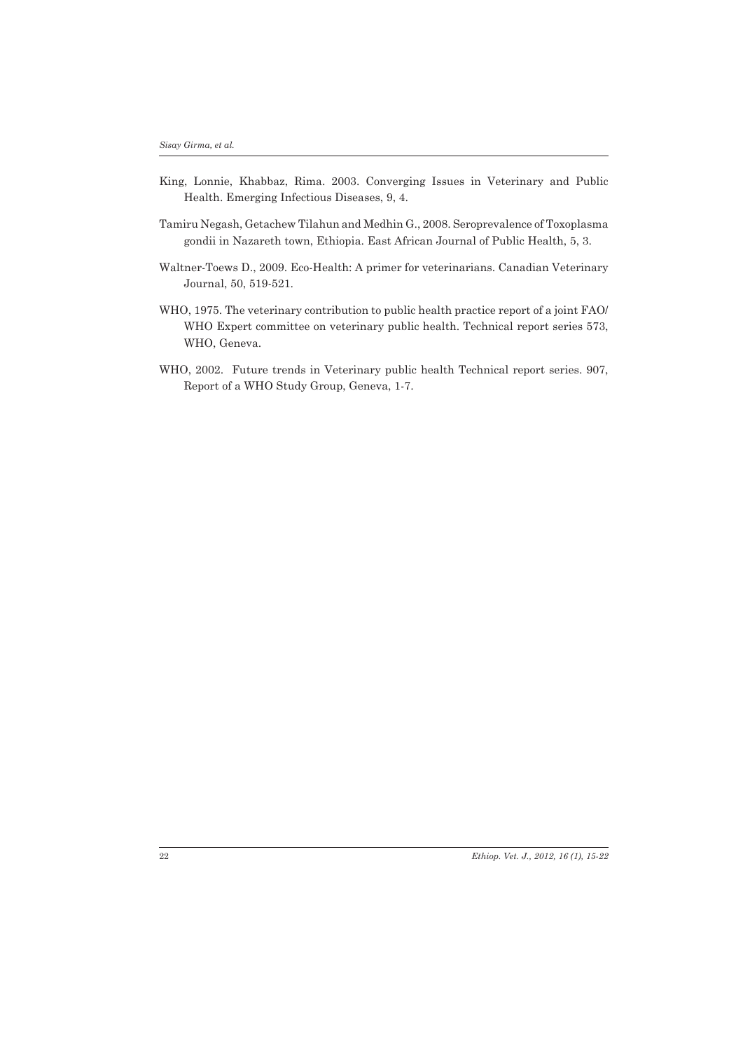King, Lonnie, Khabbaz, Rima. 2003. Converging Issues in Veterinary and Public Health. Emerging Infectious Diseases, 9, 4.

Tamiru Negash, Getachew Tilahun and Medhin G., 2008. Seroprevalence of Toxoplasma gondii in Nazareth town, Ethiopia. East African Journal of Public Health, 5, 3.

Waltner-Toews D., 2009. Eco-Health: A primer for veterinarians. Canadian Veterinary Journal, 50, 519-521.

WHO, 1975. The veterinary contribution to public health practice report of a joint FAO/ WHO Expert committee on veterinary public health. Technical report series 573, WHO, Geneva.

WHO, 2002. Future trends in Veterinary public health Technical report series. 907, Report of a WHO Study Group, Geneva, 1-7.